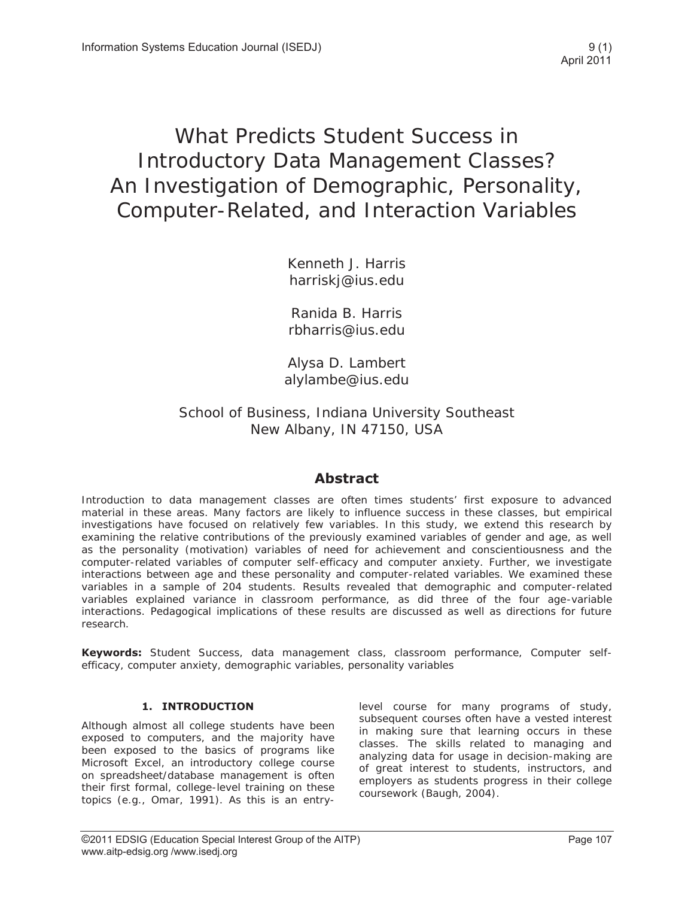# What Predicts Student Success in Introductory Data Management Classes? An Investigation of Demographic, Personality, Computer-Related, and Interaction Variables

Kenneth J. Harris
harriskj@ius.edu

Ranida B. Harris
rbharris@ius.edu

Alysa D. Lambert
alylambe@ius.edu

School of Business, Indiana University Southeast
New Albany, IN 47150, USA

## Abstract

Introduction to data management classes are often times students' first exposure to advanced material in these areas. Many factors are likely to influence success in these classes, but empirical investigations have focused on relatively few variables. In this study, we extend this research by examining the relative contributions of the previously examined variables of gender and age, as well as the personality (motivation) variables of need for achievement and conscientiousness and the computer-related variables of computer self-efficacy and computer anxiety. Further, we investigate interactions between age and these personality and computer-related variables. We examined these variables in a sample of 204 students. Results revealed that demographic and computer-related variables explained variance in classroom performance, as did three of the four age-variable interactions. Pedagogical implications of these results are discussed as well as directions for future research.

**Keywords:** Student Success, data management class, classroom performance, Computer self-efficacy, computer anxiety, demographic variables, personality variables

## 1. INTRODUCTION

Although almost all college students have been exposed to computers, and the majority have been exposed to the basics of programs like Microsoft Excel, an introductory college course on spreadsheet/database management is often their first formal, college-level training on these topics (e.g., Omar, 1991). As this is an entry-level course for many programs of study, subsequent courses often have a vested interest in making sure that learning occurs in these classes. The skills related to managing and analyzing data for usage in decision-making are of great interest to students, instructors, and employers as students progress in their college coursework (Baugh, 2004).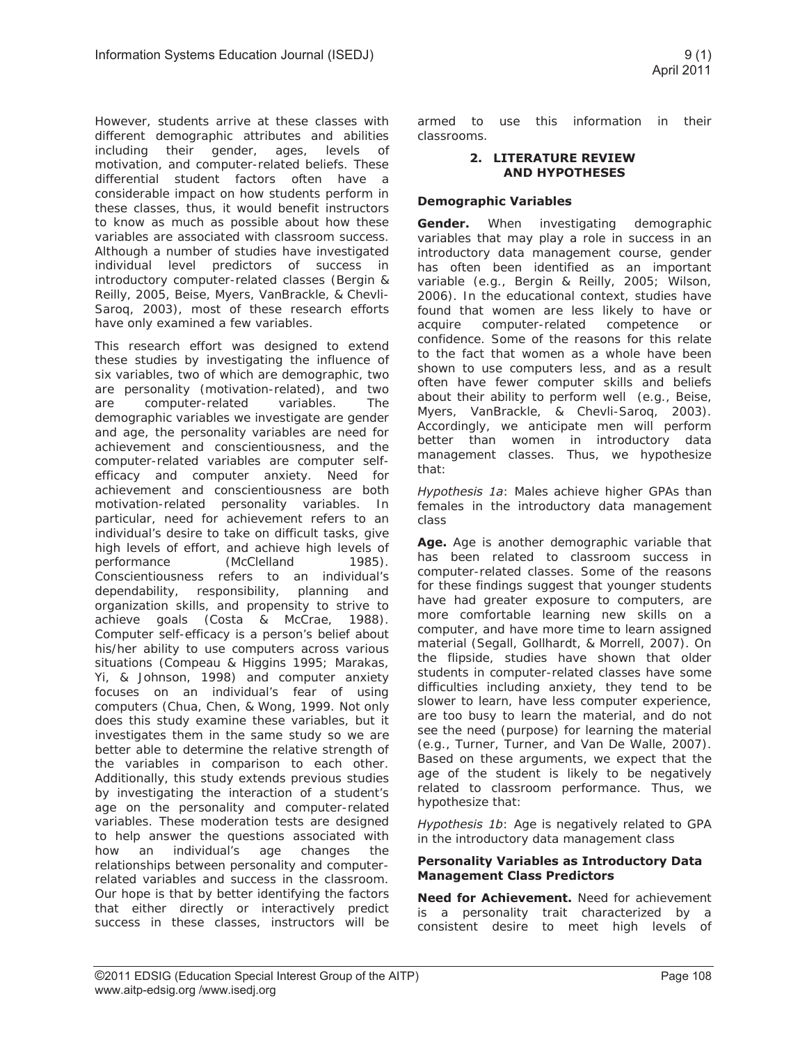However, students arrive at these classes with different demographic attributes and abilities including their gender, ages, levels of motivation, and computer-related beliefs. These differential student factors often have a considerable impact on how students perform in these classes, thus, it would benefit instructors to know as much as possible about how these variables are associated with classroom success. Although a number of studies have investigated individual level predictors of success in introductory computer-related classes (Bergin & Reilly, 2005, Beise, Myers, VanBrackle, & Chevli-Saroq, 2003), most of these research efforts have only examined a few variables.

This research effort was designed to extend these studies by investigating the influence of six variables, two of which are demographic, two are personality (motivation-related), and two are computer-related variables. The demographic variables we investigate are gender and age, the personality variables are need for achievement and conscientiousness, and the computer-related variables are computer self-efficacy and computer anxiety. Need for achievement and conscientiousness are both motivation-related personality variables. In particular, need for achievement refers to an individual's desire to take on difficult tasks, give high levels of effort, and achieve high levels of performance (McClelland 1985). Conscientiousness refers to an individual's dependability, responsibility, planning and organization skills, and propensity to strive to achieve goals (Costa & McCrae, 1988). Computer self-efficacy is a person's belief about his/her ability to use computers across various situations (Compeau & Higgins 1995; Marakas, Yi, & Johnson, 1998) and computer anxiety focuses on an individual's fear of using computers (Chua, Chen, & Wong, 1999. Not only does this study examine these variables, but it investigates them in the same study so we are better able to determine the relative strength of the variables in comparison to each other. Additionally, this study extends previous studies by investigating the interaction of a student's age on the personality and computer-related variables. These moderation tests are designed to help answer the questions associated with how an individual's age changes the relationships between personality and computer-related variables and success in the classroom. Our hope is that by better identifying the factors that either directly or interactively predict success in these classes, instructors will be armed to use this information in their classrooms.

## 2. LITERATURE REVIEW AND HYPOTHESES

### Demographic Variables

**Gender.** When investigating demographic variables that may play a role in success in an introductory data management course, gender has often been identified as an important variable (e.g., Bergin & Reilly, 2005; Wilson, 2006). In the educational context, studies have found that women are less likely to have or acquire computer-related competence or confidence. Some of the reasons for this relate to the fact that women as a whole have been shown to use computers less, and as a result often have fewer computer skills and beliefs about their ability to perform well (e.g., Beise, Myers, VanBrackle, & Chevli-Saroq, 2003). Accordingly, we anticipate men will perform better than women in introductory data management classes. Thus, we hypothesize that:

*Hypothesis 1a*: Males achieve higher GPAs than females in the introductory data management class

**Age.** Age is another demographic variable that has been related to classroom success in computer-related classes. Some of the reasons for these findings suggest that younger students have had greater exposure to computers, are more comfortable learning new skills on a computer, and have more time to learn assigned material (Segall, Gollhardt, & Morrell, 2007). On the flipside, studies have shown that older students in computer-related classes have some difficulties including anxiety, they tend to be slower to learn, have less computer experience, are too busy to learn the material, and do not see the need (purpose) for learning the material (e.g., Turner, Turner, and Van De Walle, 2007). Based on these arguments, we expect that the age of the student is likely to be negatively related to classroom performance. Thus, we hypothesize that:

*Hypothesis 1b*: Age is negatively related to GPA in the introductory data management class

### Personality Variables as Introductory Data Management Class Predictors

**Need for Achievement.** Need for achievement is a personality trait characterized by a consistent desire to meet high levels of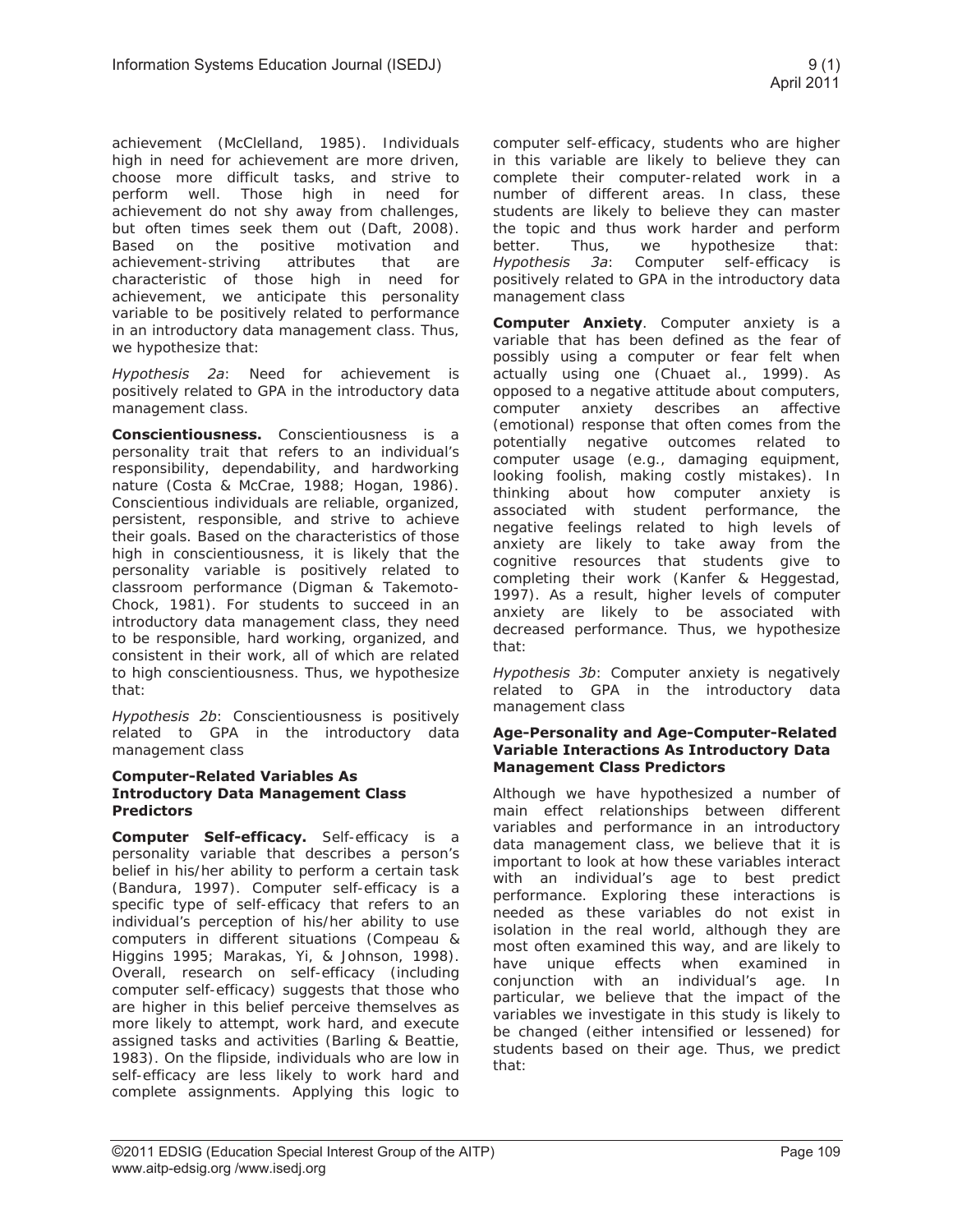achievement (McClelland, 1985). Individuals high in need for achievement are more driven, choose more difficult tasks, and strive to perform well. Those high in need for achievement do not shy away from challenges, but often times seek them out (Daft, 2008). Based on the positive motivation and achievement-striving attributes that are characteristic of those high in need for achievement, we anticipate this personality variable to be positively related to performance in an introductory data management class. Thus, we hypothesize that:

*Hypothesis 2a*: Need for achievement is positively related to GPA in the introductory data management class.

**Conscientiousness.** Conscientiousness is a personality trait that refers to an individual's responsibility, dependability, and hardworking nature (Costa & McCrae, 1988; Hogan, 1986). Conscientious individuals are reliable, organized, persistent, responsible, and strive to achieve their goals. Based on the characteristics of those high in conscientiousness, it is likely that the personality variable is positively related to classroom performance (Digman & Takemoto-Chock, 1981). For students to succeed in an introductory data management class, they need to be responsible, hard working, organized, and consistent in their work, all of which are related to high conscientiousness. Thus, we hypothesize that:

*Hypothesis 2b*: Conscientiousness is positively related to GPA in the introductory data management class

### Computer-Related Variables As Introductory Data Management Class Predictors

**Computer Self-efficacy.** Self-efficacy is a personality variable that describes a person's belief in his/her ability to perform a certain task (Bandura, 1997). Computer self-efficacy is a specific type of self-efficacy that refers to an individual's perception of his/her ability to use computers in different situations (Compeau & Higgins 1995; Marakas, Yi, & Johnson, 1998). Overall, research on self-efficacy (including computer self-efficacy) suggests that those who are higher in this belief perceive themselves as more likely to attempt, work hard, and execute assigned tasks and activities (Barling & Beattie, 1983). On the flipside, individuals who are low in self-efficacy are less likely to work hard and complete assignments. Applying this logic to computer self-efficacy, students who are higher in this variable are likely to believe they can complete their computer-related work in a number of different areas. In class, these students are likely to believe they can master the topic and thus work harder and perform better. Thus, we hypothesize that: *Hypothesis 3a*: Computer self-efficacy is positively related to GPA in the introductory data management class

**Computer Anxiety**. Computer anxiety is a variable that has been defined as the fear of possibly using a computer or fear felt when actually using one (Chuaet al., 1999). As opposed to a negative attitude about computers, computer anxiety describes an affective (emotional) response that often comes from the potentially negative outcomes related to computer usage (e.g., damaging equipment, looking foolish, making costly mistakes). In thinking about how computer anxiety is associated with student performance, the negative feelings related to high levels of anxiety are likely to take away from the cognitive resources that students give to completing their work (Kanfer & Heggestad, 1997). As a result, higher levels of computer anxiety are likely to be associated with decreased performance. Thus, we hypothesize that:

*Hypothesis 3b*: Computer anxiety is negatively related to GPA in the introductory data management class

### Age-Personality and Age-Computer-Related Variable Interactions As Introductory Data Management Class Predictors

Although we have hypothesized a number of main effect relationships between different variables and performance in an introductory data management class, we believe that it is important to look at how these variables interact with an individual's age to best predict performance. Exploring these interactions is needed as these variables do not exist in isolation in the real world, although they are most often examined this way, and are likely to have unique effects when examined in conjunction with an individual's age. In particular, we believe that the impact of the variables we investigate in this study is likely to be changed (either intensified or lessened) for students based on their age. Thus, we predict that: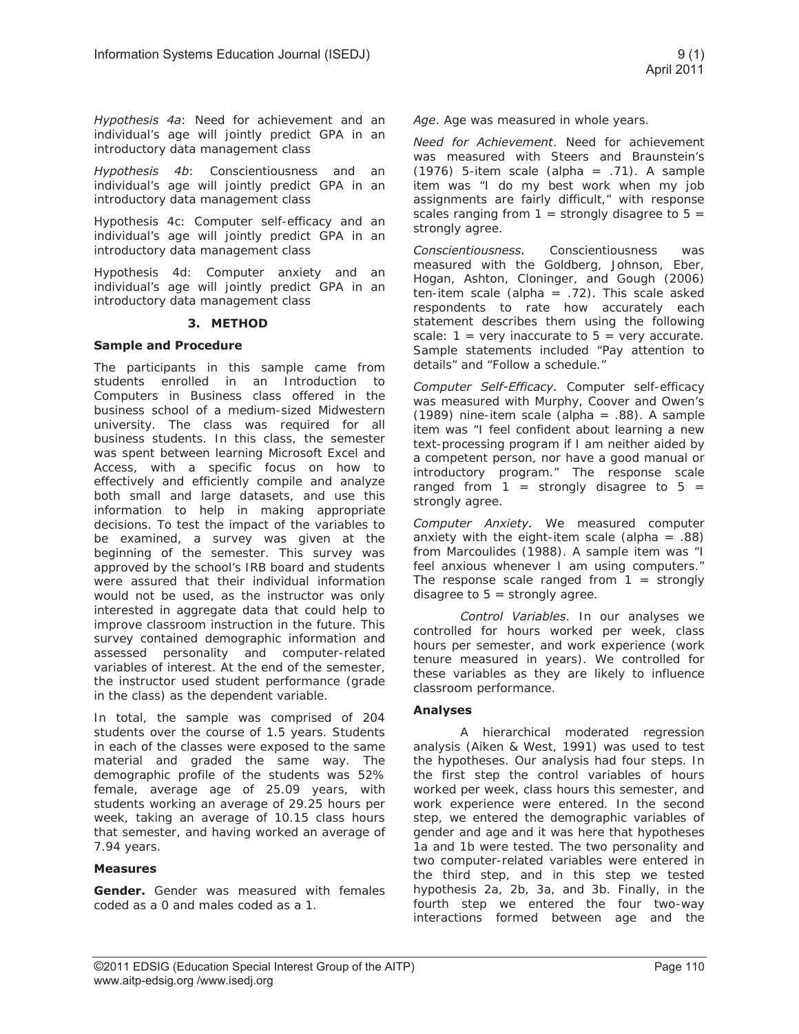*Hypothesis 4a*: Need for achievement and an individual's age will jointly predict GPA in an introductory data management class

*Hypothesis 4b*: Conscientiousness and an individual's age will jointly predict GPA in an introductory data management class

Hypothesis 4c: Computer self-efficacy and an individual's age will jointly predict GPA in an introductory data management class

Hypothesis 4d: Computer anxiety and an individual's age will jointly predict GPA in an introductory data management class

## 3. METHOD

### Sample and Procedure

The participants in this sample came from students enrolled in an Introduction to Computers in Business class offered in the business school of a medium-sized Midwestern university. The class was required for all business students. In this class, the semester was spent between learning Microsoft Excel and Access, with a specific focus on how to effectively and efficiently compile and analyze both small and large datasets, and use this information to help in making appropriate decisions. To test the impact of the variables to be examined, a survey was given at the beginning of the semester. This survey was approved by the school's IRB board and students were assured that their individual information would not be used, as the instructor was only interested in aggregate data that could help to improve classroom instruction in the future. This survey contained demographic information and assessed personality and computer-related variables of interest. At the end of the semester, the instructor used student performance (grade in the class) as the dependent variable.

In total, the sample was comprised of 204 students over the course of 1.5 years. Students in each of the classes were exposed to the same material and graded the same way. The demographic profile of the students was 52% female, average age of 25.09 years, with students working an average of 29.25 hours per week, taking an average of 10.15 class hours that semester, and having worked an average of 7.94 years.

### Measures

**Gender.** Gender was measured with females coded as a 0 and males coded as a 1.

*Age*. Age was measured in whole years.

*Need for Achievement*. Need for achievement was measured with Steers and Braunstein's (1976) 5-item scale (alpha = .71). A sample item was "I do my best work when my job assignments are fairly difficult," with response scales ranging from 1 = strongly disagree to 5 = strongly agree.

*Conscientiousness.* Conscientiousness was measured with the Goldberg, Johnson, Eber, Hogan, Ashton, Cloninger, and Gough (2006) ten-item scale (alpha = .72). This scale asked respondents to rate how accurately each statement describes them using the following scale: 1 = very inaccurate to 5 = very accurate. Sample statements included "Pay attention to details" and "Follow a schedule."

*Computer Self-Efficacy.* Computer self-efficacy was measured with Murphy, Coover and Owen's (1989) nine-item scale (alpha = .88). A sample item was "I feel confident about learning a new text-processing program if I am neither aided by a competent person, nor have a good manual or introductory program." The response scale ranged from 1 = strongly disagree to 5 = strongly agree.

*Computer Anxiety.* We measured computer anxiety with the eight-item scale (alpha = .88) from Marcoulides (1988). A sample item was "I feel anxious whenever I am using computers." The response scale ranged from 1 = strongly disagree to 5 = strongly agree.

*Control Variables*. In our analyses we controlled for hours worked per week, class hours per semester, and work experience (work tenure measured in years). We controlled for these variables as they are likely to influence classroom performance.

### Analyses

A hierarchical moderated regression analysis (Aiken & West, 1991) was used to test the hypotheses. Our analysis had four steps. In the first step the control variables of hours worked per week, class hours this semester, and work experience were entered. In the second step, we entered the demographic variables of gender and age and it was here that hypotheses 1a and 1b were tested. The two personality and two computer-related variables were entered in the third step, and in this step we tested hypothesis 2a, 2b, 3a, and 3b. Finally, in the fourth step we entered the four two-way interactions formed between age and the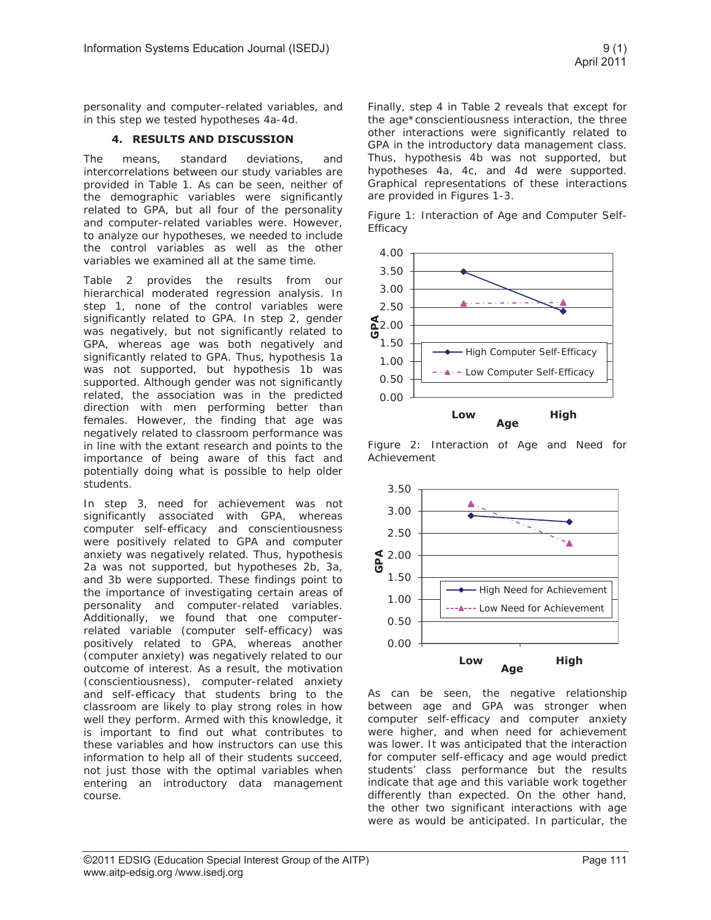personality and computer-related variables, and in this step we tested hypotheses 4a-4d.

## 4. RESULTS AND DISCUSSION

The means, standard deviations, and intercorrelations between our study variables are provided in Table 1. As can be seen, neither of the demographic variables were significantly related to GPA, but all four of the personality and computer-related variables were. However, to analyze our hypotheses, we needed to include the control variables as well as the other variables we examined all at the same time.

Table 2 provides the results from our hierarchical moderated regression analysis. In step 1, none of the control variables were significantly related to GPA. In step 2, gender was negatively, but not significantly related to GPA, whereas age was both negatively and significantly related to GPA. Thus, hypothesis 1a was not supported, but hypothesis 1b was supported. Although gender was not significantly related, the association was in the predicted direction with men performing better than females. However, the finding that age was negatively related to classroom performance was in line with the extant research and points to the importance of being aware of this fact and potentially doing what is possible to help older students.

In step 3, need for achievement was not significantly associated with GPA, whereas computer self-efficacy and conscientiousness were positively related to GPA and computer anxiety was negatively related. Thus, hypothesis 2a was not supported, but hypotheses 2b, 3a, and 3b were supported. These findings point to the importance of investigating certain areas of personality and computer-related variables. Additionally, we found that one computer-related variable (computer self-efficacy) was positively related to GPA, whereas another (computer anxiety) was negatively related to our outcome of interest. As a result, the motivation (conscientiousness), computer-related anxiety and self-efficacy that students bring to the classroom are likely to play strong roles in how well they perform. Armed with this knowledge, it is important to find out what contributes to these variables and how instructors can use this information to help all of their students succeed, not just those with the optimal variables when entering an introductory data management course.

Finally, step 4 in Table 2 reveals that except for the age*conscientiousness interaction, the three other interactions were significantly related to GPA in the introductory data management class. Thus, hypothesis 4b was not supported, but hypotheses 4a, 4c, and 4d were supported. Graphical representations of these interactions are provided in Figures 1-3.

Figure 1: Interaction of Age and Computer Self-Efficacy

Figure 2: Interaction of Age and Need for Achievement

As can be seen, the negative relationship between age and GPA was stronger when computer self-efficacy and computer anxiety were higher, and when need for achievement was lower. It was anticipated that the interaction for computer self-efficacy and age would predict students' class performance but the results indicate that age and this variable work together differently than expected. On the other hand, the other two significant interactions with age were as would be anticipated. In particular, the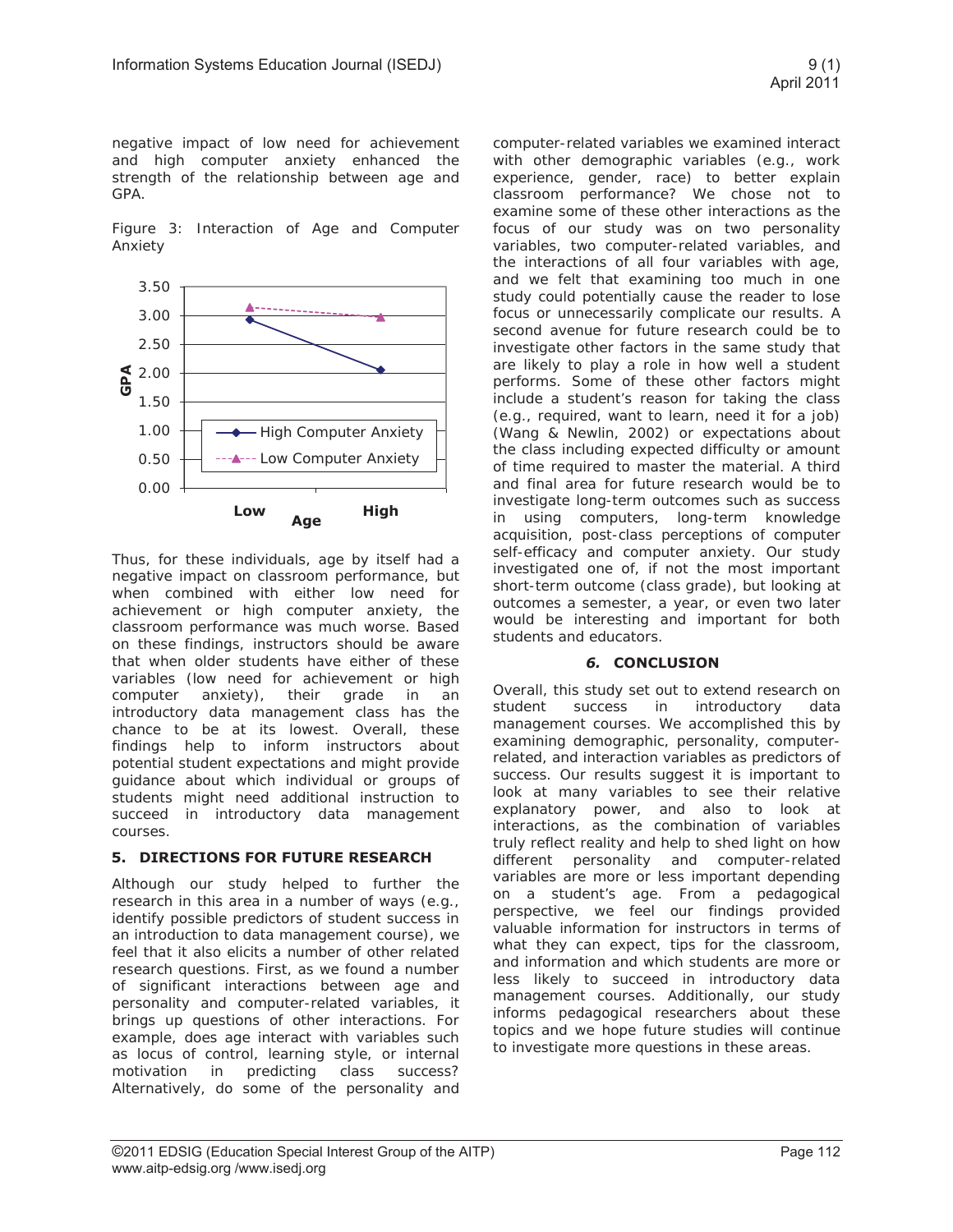negative impact of low need for achievement and high computer anxiety enhanced the strength of the relationship between age and GPA.

Figure 3: Interaction of Age and Computer Anxiety

Thus, for these individuals, age by itself had a negative impact on classroom performance, but when combined with either low need for achievement or high computer anxiety, the classroom performance was much worse. Based on these findings, instructors should be aware that when older students have either of these variables (low need for achievement or high computer anxiety), their grade in an introductory data management class has the chance to be at its lowest. Overall, these findings help to inform instructors about potential student expectations and might provide guidance about which individual or groups of students might need additional instruction to succeed in introductory data management courses.

## 5. DIRECTIONS FOR FUTURE RESEARCH

Although our study helped to further the research in this area in a number of ways (e.g., identify possible predictors of student success in an introduction to data management course), we feel that it also elicits a number of other related research questions. First, as we found a number of significant interactions between age and personality and computer-related variables, it brings up questions of other interactions. For example, does age interact with variables such as locus of control, learning style, or internal motivation in predicting class success? Alternatively, do some of the personality and computer-related variables we examined interact with other demographic variables (e.g., work experience, gender, race) to better explain classroom performance? We chose not to examine some of these other interactions as the focus of our study was on two personality variables, two computer-related variables, and the interactions of all four variables with age, and we felt that examining too much in one study could potentially cause the reader to lose focus or unnecessarily complicate our results. A second avenue for future research could be to investigate other factors in the same study that are likely to play a role in how well a student performs. Some of these other factors might include a student's reason for taking the class (e.g., required, want to learn, need it for a job) (Wang & Newlin, 2002) or expectations about the class including expected difficulty or amount of time required to master the material. A third and final area for future research would be to investigate long-term outcomes such as success in using computers, long-term knowledge acquisition, post-class perceptions of computer self-efficacy and computer anxiety. Our study investigated one of, if not the most important short-term outcome (class grade), but looking at outcomes a semester, a year, or even two later would be interesting and important for both students and educators.

## 6. CONCLUSION

Overall, this study set out to extend research on student success in introductory data management courses. We accomplished this by examining demographic, personality, computer-related, and interaction variables as predictors of success. Our results suggest it is important to look at many variables to see their relative explanatory power, and also to look at interactions, as the combination of variables truly reflect reality and help to shed light on how different personality and computer-related variables are more or less important depending on a student's age. From a pedagogical perspective, we feel our findings provided valuable information for instructors in terms of what they can expect, tips for the classroom, and information and which students are more or less likely to succeed in introductory data management courses. Additionally, our study informs pedagogical researchers about these topics and we hope future studies will continue to investigate more questions in these areas.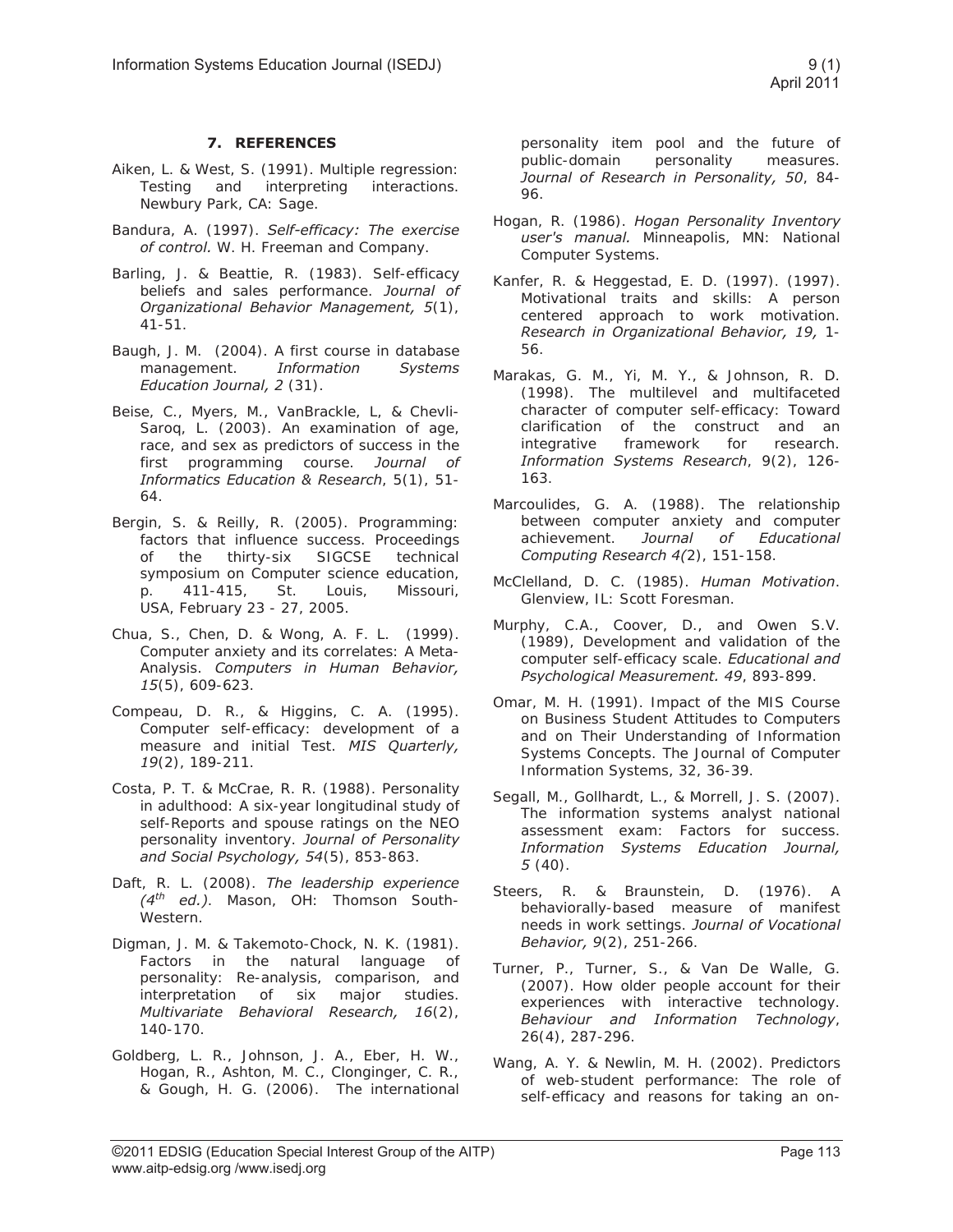## 7. REFERENCES

Aiken, L. & West, S. (1991). Multiple regression: Testing and interpreting interactions. Newbury Park, CA: Sage.

Bandura, A. (1997). *Self-efficacy: The exercise of control.* W. H. Freeman and Company.

Barling, J. & Beattie, R. (1983). Self-efficacy beliefs and sales performance. *Journal of Organizational Behavior Management, 5*(1), 41-51.

Baugh, J. M. (2004). A first course in database management. *Information Systems Education Journal, 2* (31).

Beise, C., Myers, M., VanBrackle, L, & Chevli-Saroq, L. (2003). An examination of age, race, and sex as predictors of success in the first programming course. *Journal of Informatics Education & Research*, 5(1), 51-64.

Bergin, S. & Reilly, R. (2005). Programming: factors that influence success. Proceedings of the thirty-six SIGCSE technical symposium on Computer science education, p. 411-415, St. Louis, Missouri, USA, February 23 - 27, 2005.

Chua, S., Chen, D. & Wong, A. F. L. (1999). Computer anxiety and its correlates: A Meta-Analysis. *Computers in Human Behavior, 15*(5), 609-623.

Compeau, D. R., & Higgins, C. A. (1995). Computer self-efficacy: development of a measure and initial Test. *MIS Quarterly, 19*(2), 189-211.

Costa, P. T. & McCrae, R. R. (1988). Personality in adulthood: A six-year longitudinal study of self-Reports and spouse ratings on the NEO personality inventory. *Journal of Personality and Social Psychology, 54*(5), 853-863.

Daft, R. L. (2008). *The leadership experience (4th ed.).* Mason, OH: Thomson South-Western.

Digman, J. M. & Takemoto-Chock, N. K. (1981). Factors in the natural language of personality: Re-analysis, comparison, and interpretation of six major studies. *Multivariate Behavioral Research, 16*(2), 140-170.

Goldberg, L. R., Johnson, J. A., Eber, H. W., Hogan, R., Ashton, M. C., Clonginger, C. R., & Gough, H. G. (2006). The international personality item pool and the future of public-domain personality measures. *Journal of Research in Personality, 50*, 84-96.

Hogan, R. (1986). *Hogan Personality Inventory user's manual.* Minneapolis, MN: National Computer Systems.

Kanfer, R. & Heggestad, E. D. (1997). (1997). Motivational traits and skills: A person centered approach to work motivation. *Research in Organizational Behavior, 19,* 1-56.

Marakas, G. M., Yi, M. Y., & Johnson, R. D. (1998). The multilevel and multifaceted character of computer self-efficacy: Toward clarification of the construct and an integrative framework for research. *Information Systems Research*, 9(2), 126-163.

Marcoulides, G. A. (1988). The relationship between computer anxiety and computer achievement. *Journal of Educational Computing Research 4(*2), 151-158.

McClelland, D. C. (1985). *Human Motivation*. Glenview, IL: Scott Foresman.

Murphy, C.A., Coover, D., and Owen S.V. (1989), Development and validation of the computer self-efficacy scale. *Educational and Psychological Measurement. 49*, 893-899.

Omar, M. H. (1991). Impact of the MIS Course on Business Student Attitudes to Computers and on Their Understanding of Information Systems Concepts. The Journal of Computer Information Systems, 32, 36-39.

Segall, M., Gollhardt, L., & Morrell, J. S. (2007). The information systems analyst national assessment exam: Factors for success. *Information Systems Education Journal, 5* (40).

Steers, R. & Braunstein, D. (1976). A behaviorally-based measure of manifest needs in work settings. *Journal of Vocational Behavior, 9*(2), 251-266.

Turner, P., Turner, S., & Van De Walle, G. (2007). How older people account for their experiences with interactive technology. *Behaviour and Information Technology*, 26(4), 287-296.

Wang, A. Y. & Newlin, M. H. (2002). Predictors of web-student performance: The role of self-efficacy and reasons for taking an on-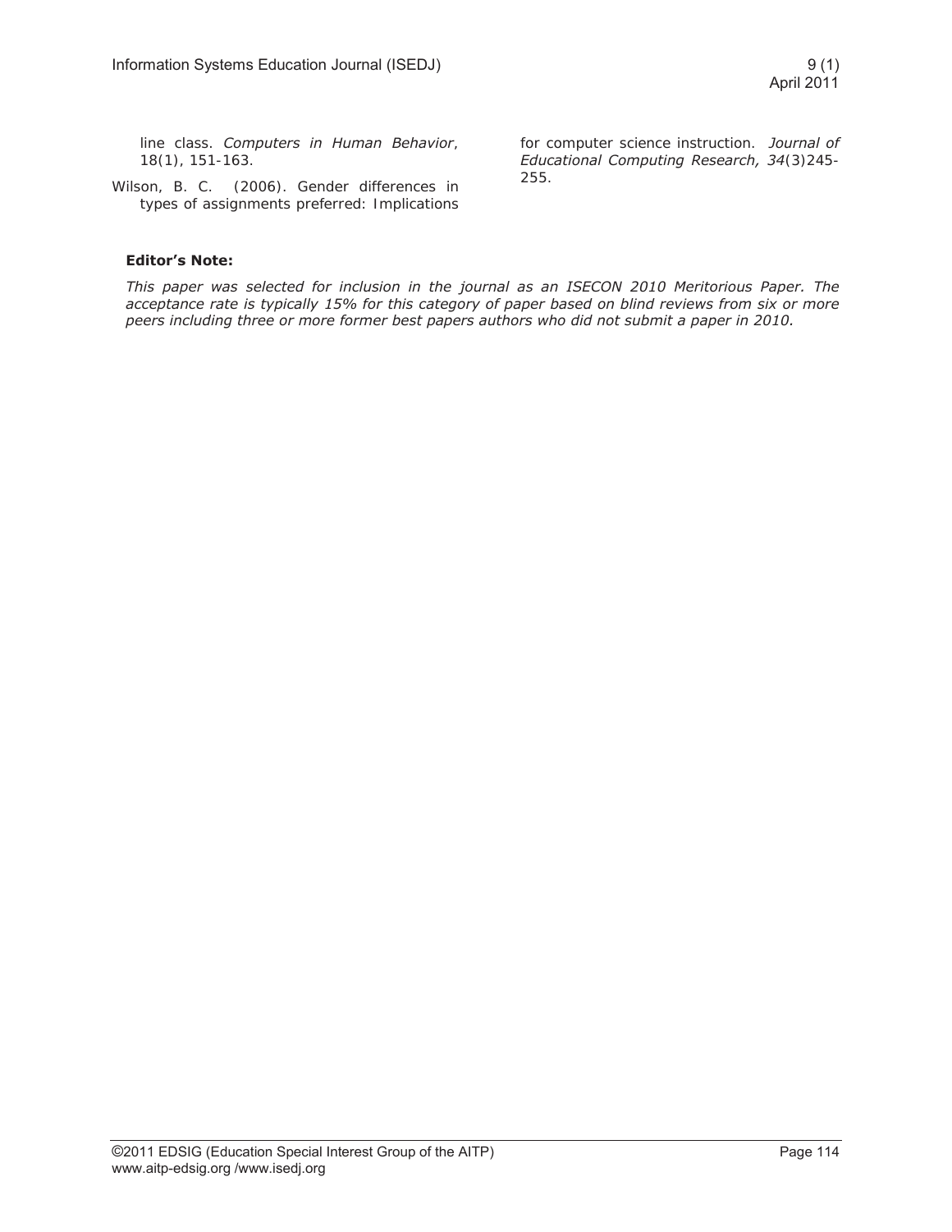line class. *Computers in Human Behavior*, 18(1), 151-163.

Wilson, B. C. (2006). Gender differences in types of assignments preferred: Implications for computer science instruction. *Journal of Educational Computing Research, 34*(3)245-255.

**Editor's Note:**

*This paper was selected for inclusion in the journal as an ISECON 2010 Meritorious Paper. The acceptance rate is typically 15% for this category of paper based on blind reviews from six or more peers including three or more former best papers authors who did not submit a paper in 2010.*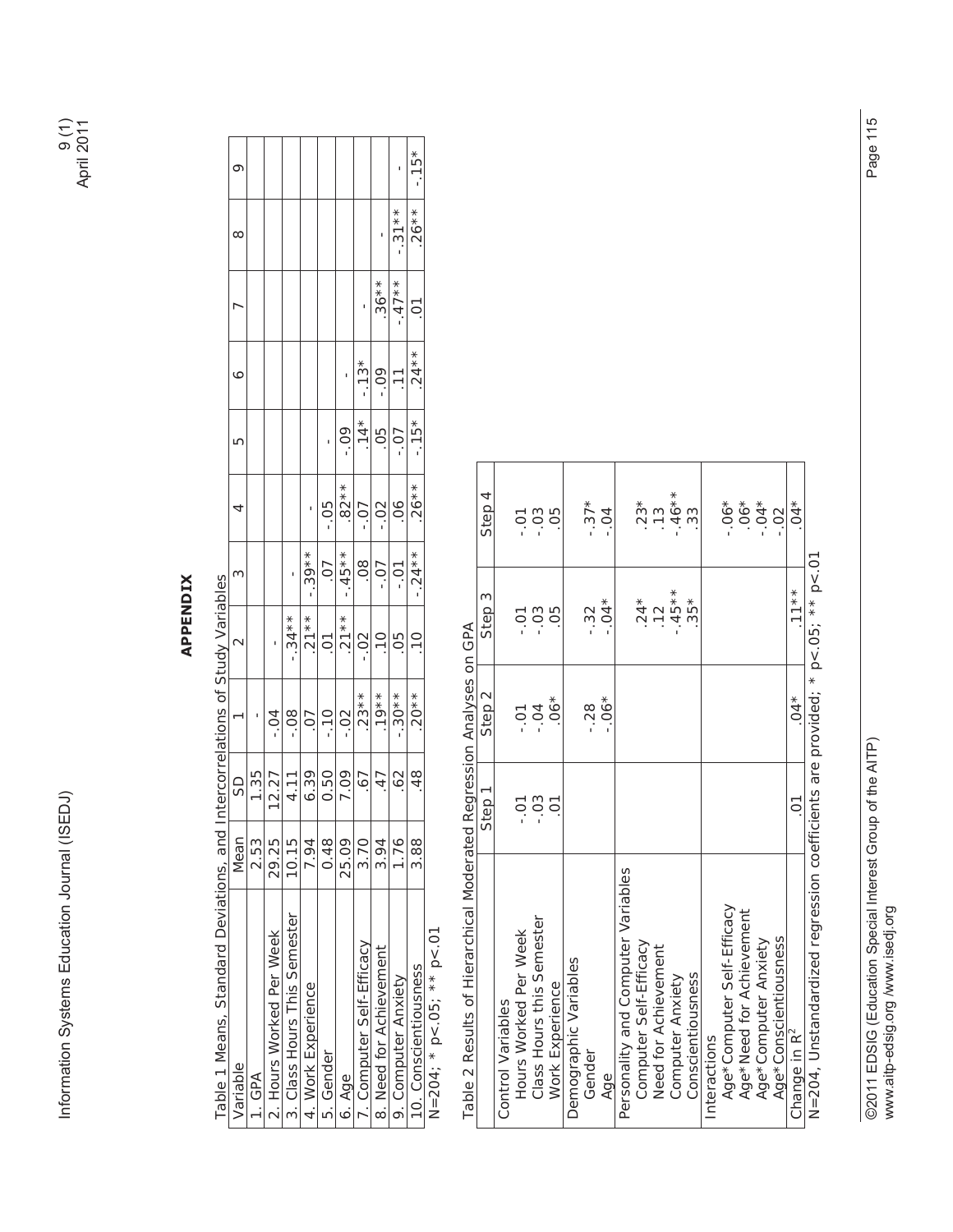# APPENDIX

Table 1 Means, Standard Deviations, and Intercorrelations of Study Variables

| Variable | Mean | SD | 1 | 2 | 3 | 4 | 5 | 6 | 7 | 8 | 9 |
|---|---|---|---|---|---|---|---|---|---|---|---|
| 1. GPA | 2.53 | 1.35 | - | | | | | | | | |
| 2. Hours Worked Per Week | 29.25 | 12.27 | -.04 | - | | | | | | | |
| 3. Class Hours This Semester | 10.15 | 4.11 | -.08 | -.34** | - | | | | | | |
| 4. Work Experience | 7.94 | 6.39 | .07 | .21** | -.39** | - | | | | | |
| 5. Gender | 0.48 | 0.50 | -.10 | .01 | .07 | -.05 | - | | | | |
| 6. Age | 25.09 | 7.09 | -.02 | .21** | -.45** | .82** | -.09 | - | | | |
| 7. Computer Self-Efficacy | 3.70 | .67 | .23** | -.02 | .08 | -.07 | .14* | -.13* | - | | |
| 8. Need for Achievement | 3.94 | .47 | .19** | .10 | -.07 | -.02 | .05 | -.09 | .36** | - | |
| 9. Computer Anxiety | 1.76 | .62 | -.30** | .05 | -.01 | .06 | -.07 | .11 | -.47** | -.31** | - |
| 10. Conscientiousness | 3.88 | .48 | .20** | .10 | -.24** | .26** | -.15* | .24** | .01 | .26** | -.15* |

N=204; * p<.05; ** p<.01

Table 2 Results of Hierarchical Moderated Regression Analyses on GPA

| | Step 1 | Step 2 | Step 3 | Step 4 |
|---|---|---|---|---|
| Control Variables | | | | |
| Hours Worked Per Week | -.01 | -.01 | -.01 | -.01 |
| Class Hours this Semester | -.03 | -.04 | -.03 | -.03 |
| Work Experience | .01 | .06* | .05 | .05 |
| Demographic Variables | | | | |
| Gender | | -.28 | -.32 | -.37* |
| Age | | -.06* | -.04* | -.04 |
| Personality and Computer Variables | | | | |
| Computer Self-Efficacy | | | .24* | .23* |
| Need for Achievement | | | .12 | .13 |
| Computer Anxiety | | | -.45** | -.46** |
| Conscientiousness | | | .35* | .33 |
| Interactions | | | | |
| Age*Computer Self-Efficacy | | | | -.06* |
| Age*Need for Achievement | | | | .06* |
| Age*Computer Anxiety | | | | -.04* |
| Age*Conscientiousness | | | | -.02 |
| Change in $R^2$ | .01 | .04* | .11** | .04* |

N=204, Unstandardized regression coefficients are provided; * p<.05; ** p<.01